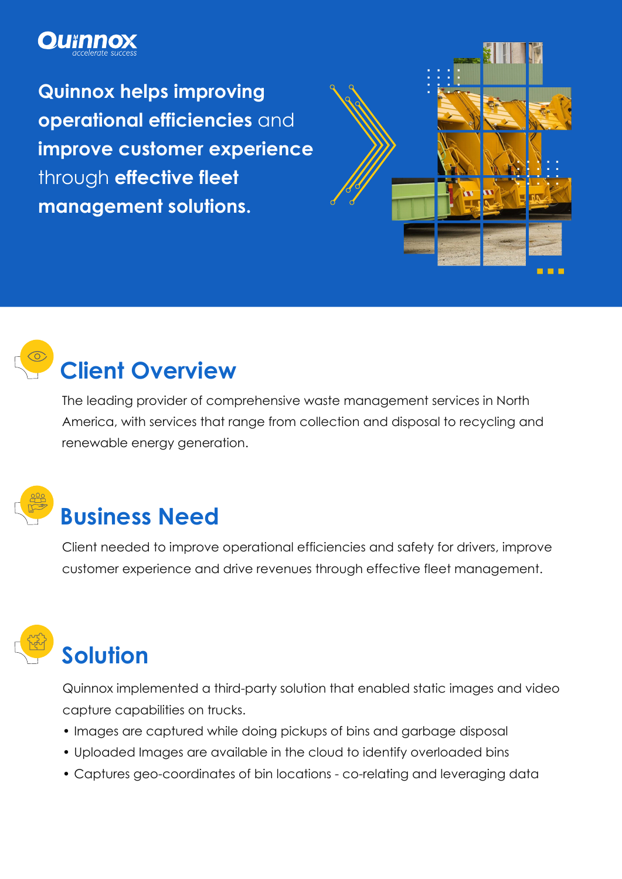**Quinnox** *accelerate success*

**Quinnox helps improving operational efficiencies** and **improve customer experience** through **effective fleet management solutions.**

## Client Overview

The leading provider of comprehensive waste management services in North America, with services that range from collection and disposal to recycling and renewable energy generation.

## Business Need

Client needed to improve operational efficiencies and safety for drivers, improve customer experience and drive revenues through effective fleet management.

## Solution

Quinnox implemented a third-party solution that enabled static images and video capture capabilities on trucks.

- Images are captured while doing pickups of bins and garbage disposal
- Uploaded Images are available in the cloud to identify overloaded bins
- Captures geo-coordinates of bin locations - co-relating and leveraging data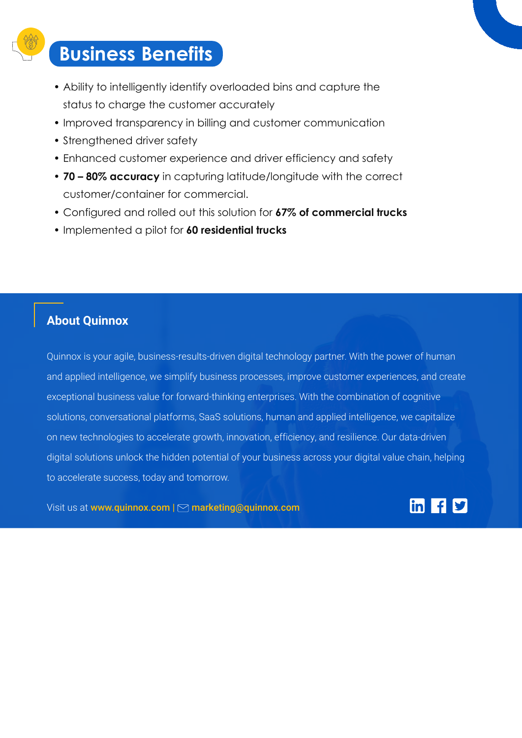## Business Benefits

- Ability to intelligently identify overloaded bins and capture the status to charge the customer accurately
- Improved transparency in billing and customer communication
- Strengthened driver safety
- Enhanced customer experience and driver efficiency and safety
- **70 – 80% accuracy** in capturing latitude/longitude with the correct customer/container for commercial.
- Configured and rolled out this solution for **67% of commercial trucks**
- Implemented a pilot for **60 residential trucks**

## About Quinnox

Quinnox is your agile, business-results-driven digital technology partner. With the power of human and applied intelligence, we simplify business processes, improve customer experiences, and create exceptional business value for forward-thinking enterprises. With the combination of cognitive solutions, conversational platforms, SaaS solutions, human and applied intelligence, we capitalize on new technologies to accelerate growth, innovation, efficiency, and resilience. Our data-driven digital solutions unlock the hidden potential of your business across your digital value chain, helping to accelerate success, today and tomorrow.

Visit us at **www.quinnox.com** | **marketing@quinnox.com**